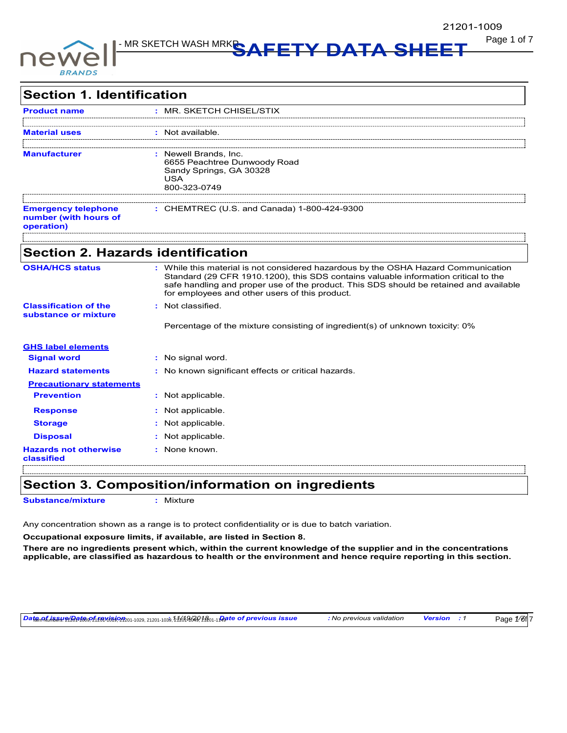# SAFETY DATA SHEET

- MR SKETCH WASH MRKR

## Section 1. Identification

| | | |
|---|---|---|
| **Product name** | : | MR. SKETCH CHISEL/STIX |
| **Material uses** | : | Not available. |
| **Manufacturer** | : | Newell Brands, Inc.<br>6655 Peachtree Dunwoody Road<br>Sandy Springs, GA 30328<br>USA<br>800-323-0749 |
| **Emergency telephone number (with hours of operation)** | : | CHEMTREC (U.S. and Canada) 1-800-424-9300 |

## Section 2. Hazards identification

| | | |
|---|---|---|
| **OSHA/HCS status** | : | While this material is not considered hazardous by the OSHA Hazard Communication Standard (29 CFR 1910.1200), this SDS contains valuable information critical to the safe handling and proper use of the product. This SDS should be retained and available for employees and other users of this product. |
| **Classification of the substance or mixture** | : | Not classified.<br><br>Percentage of the mixture consisting of ingredient(s) of unknown toxicity: 0% |

**GHS label elements**

| | | |
|---|---|---|
| **Signal word** | : | No signal word. |
| **Hazard statements** | : | No known significant effects or critical hazards. |

**Precautionary statements**

| | | |
|---|---|---|
| **Prevention** | : | Not applicable. |
| **Response** | : | Not applicable. |
| **Storage** | : | Not applicable. |
| **Disposal** | : | Not applicable. |
| **Hazards not otherwise classified** | : | None known. |

## Section 3. Composition/information on ingredients

| | | |
|---|---|---|
| **Substance/mixture** | : | Mixture |

Any concentration shown as a range is to protect confidentiality or is due to batch variation.

**Occupational exposure limits, if available, are listed in Section 8.**

**There are no ingredients present which, within the current knowledge of the supplier and in the concentrations applicable, are classified as hazardous to health or the environment and hence require reporting in this section.**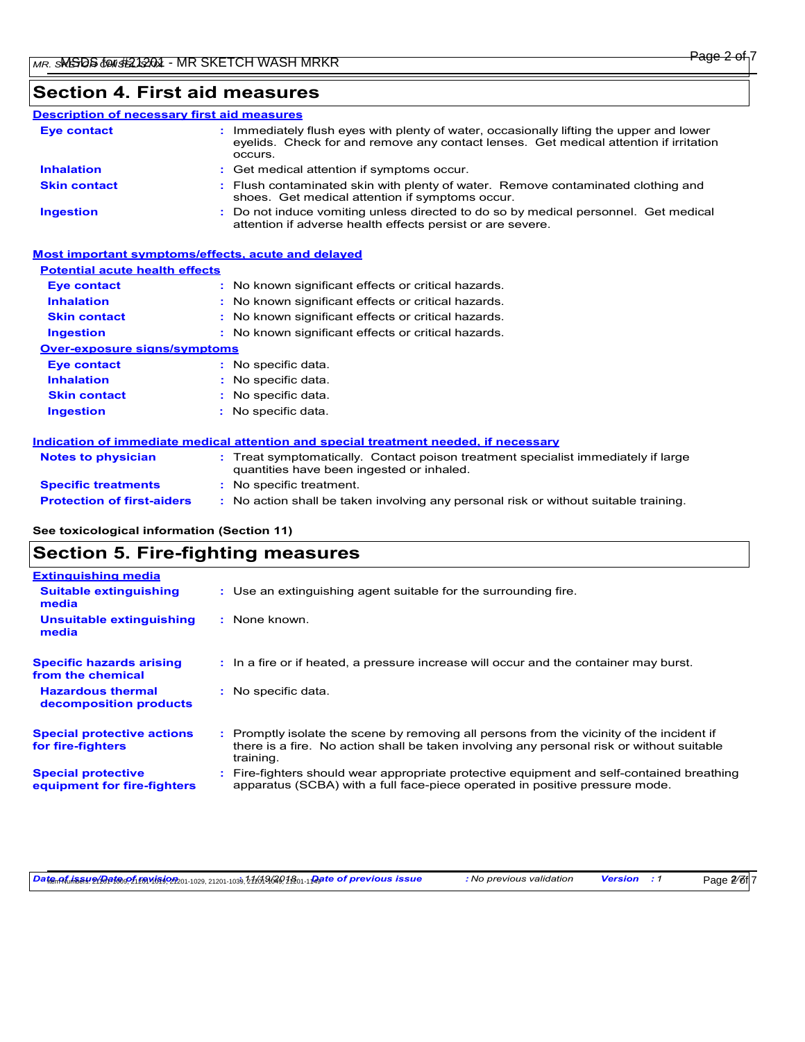## Section 4. First aid measures

### Description of necessary first aid measures

| | |
|---|---|
| **Eye contact** | : Immediately flush eyes with plenty of water, occasionally lifting the upper and lower eyelids. Check for and remove any contact lenses. Get medical attention if irritation occurs. |
| **Inhalation** | : Get medical attention if symptoms occur. |
| **Skin contact** | : Flush contaminated skin with plenty of water. Remove contaminated clothing and shoes. Get medical attention if symptoms occur. |
| **Ingestion** | : Do not induce vomiting unless directed to do so by medical personnel. Get medical attention if adverse health effects persist or are severe. |

### Most important symptoms/effects, acute and delayed

**Potential acute health effects**

| | |
|---|---|
| **Eye contact** | : No known significant effects or critical hazards. |
| **Inhalation** | : No known significant effects or critical hazards. |
| **Skin contact** | : No known significant effects or critical hazards. |
| **Ingestion** | : No known significant effects or critical hazards. |

**Over-exposure signs/symptoms**

| | |
|---|---|
| **Eye contact** | : No specific data. |
| **Inhalation** | : No specific data. |
| **Skin contact** | : No specific data. |
| **Ingestion** | : No specific data. |

### Indication of immediate medical attention and special treatment needed, if necessary

| | |
|---|---|
| **Notes to physician** | : Treat symptomatically. Contact poison treatment specialist immediately if large quantities have been ingested or inhaled. |
| **Specific treatments** | : No specific treatment. |
| **Protection of first-aiders** | : No action shall be taken involving any personal risk or without suitable training. |

**See toxicological information (Section 11)**

## Section 5. Fire-fighting measures

### Extinguishing media

| | |
|---|---|
| **Suitable extinguishing media** | : Use an extinguishing agent suitable for the surrounding fire. |
| **Unsuitable extinguishing media** | : None known. |
| **Specific hazards arising from the chemical** | : In a fire or if heated, a pressure increase will occur and the container may burst. |
| **Hazardous thermal decomposition products** | : No specific data. |
| **Special protective actions for fire-fighters** | : Promptly isolate the scene by removing all persons from the vicinity of the incident if there is a fire. No action shall be taken involving any personal risk or without suitable training. |
| **Special protective equipment for fire-fighters** | : Fire-fighters should wear appropriate protective equipment and self-contained breathing apparatus (SCBA) with a full face-piece operated in positive pressure mode. |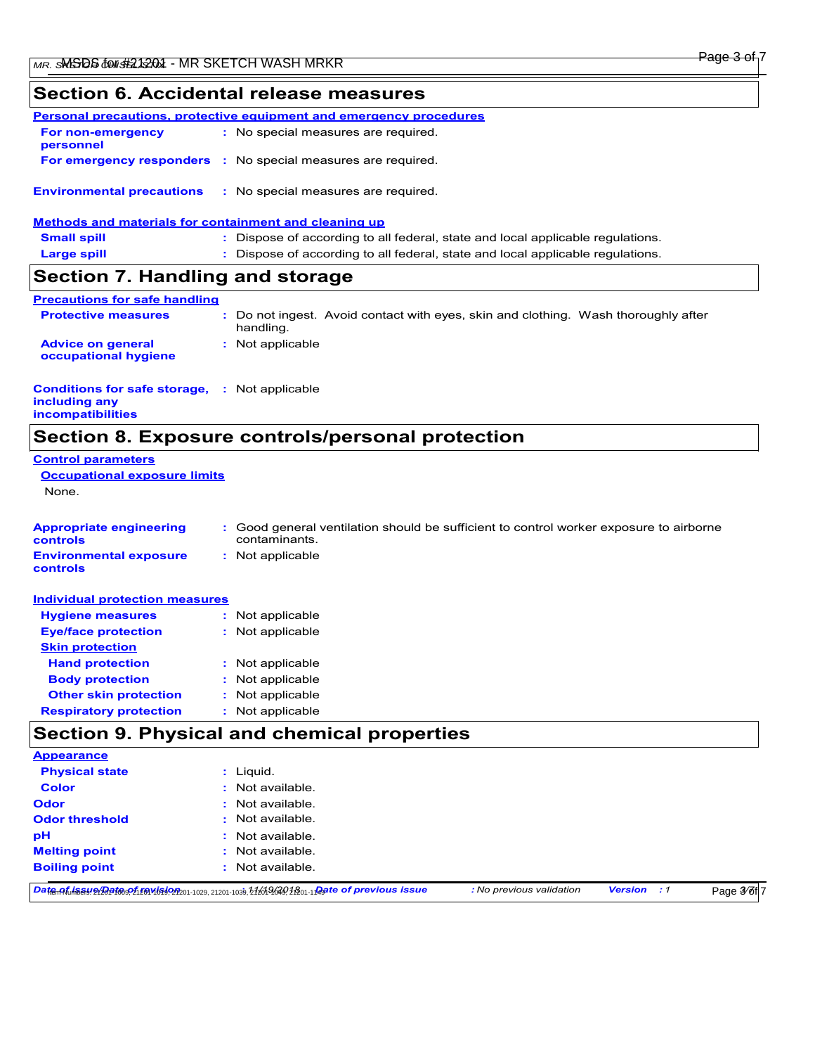## Section 6. Accidental release measures

**Personal precautions, protective equipment and emergency procedures**

**For non-emergency personnel** : No special measures are required.

**For emergency responders** : No special measures are required.

**Environmental precautions** : No special measures are required.

**Methods and materials for containment and cleaning up**

**Small spill** : Dispose of according to all federal, state and local applicable regulations.

**Large spill** : Dispose of according to all federal, state and local applicable regulations.

## Section 7. Handling and storage

**Precautions for safe handling**

**Protective measures** : Do not ingest. Avoid contact with eyes, skin and clothing. Wash thoroughly after handling.

**Advice on general occupational hygiene** : Not applicable

**Conditions for safe storage, including any incompatibilities** : Not applicable

## Section 8. Exposure controls/personal protection

**Control parameters**

**Occupational exposure limits**

None.

**Appropriate engineering controls** : Good general ventilation should be sufficient to control worker exposure to airborne contaminants.

**Environmental exposure controls** : Not applicable

**Individual protection measures**

**Hygiene measures** : Not applicable

**Eye/face protection** : Not applicable

**Skin protection**

**Hand protection** : Not applicable

**Body protection** : Not applicable

**Other skin protection** : Not applicable

**Respiratory protection** : Not applicable

## Section 9. Physical and chemical properties

**Appearance**

**Physical state** : Liquid.

**Color** : Not available.

**Odor** : Not available.

**Odor threshold** : Not available.

**pH** : Not available.

**Melting point** : Not available.

**Boiling point** : Not available.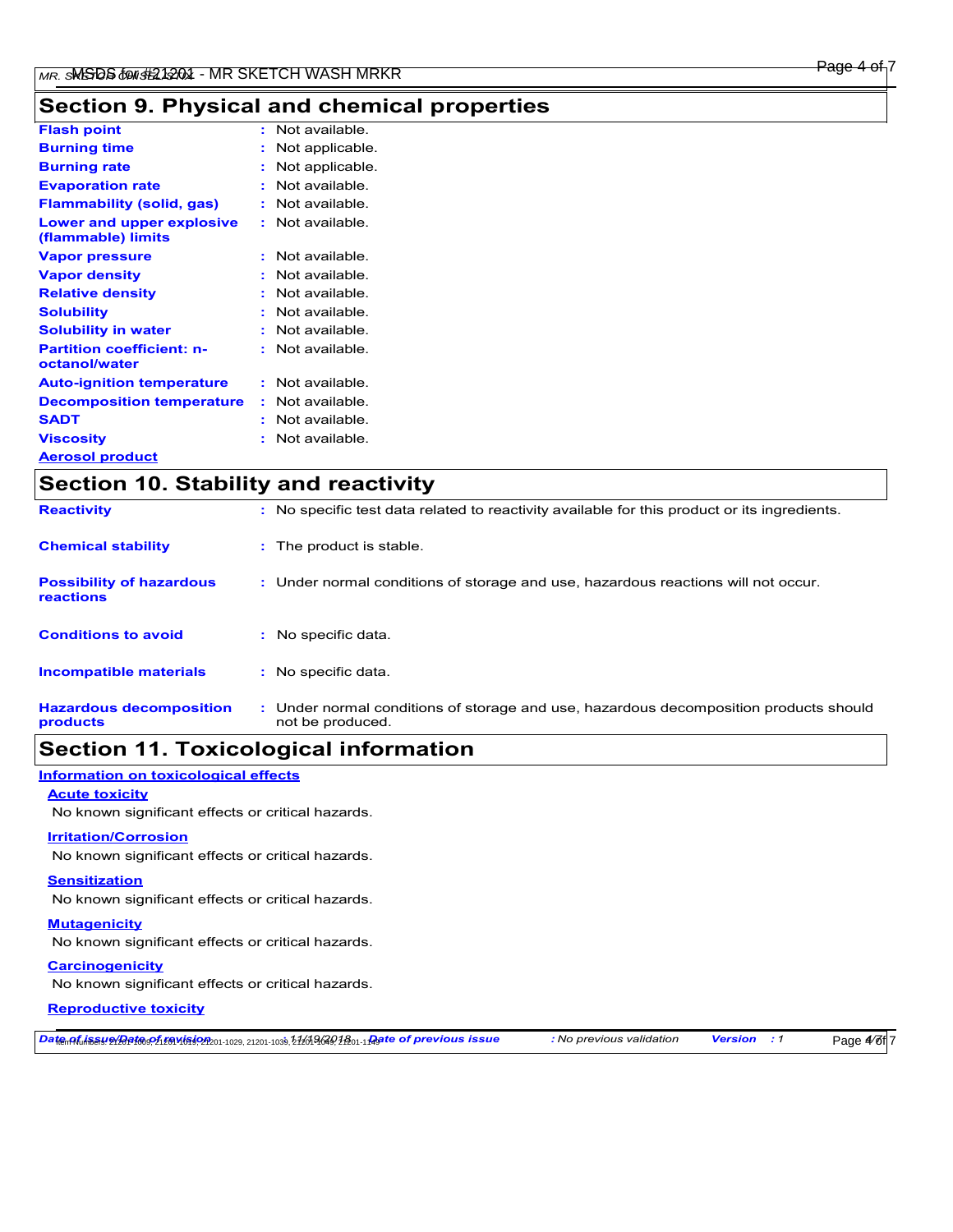## Section 9. Physical and chemical properties

| | |
|---|---|
| **Flash point** | : Not available. |
| **Burning time** | : Not applicable. |
| **Burning rate** | : Not applicable. |
| **Evaporation rate** | : Not available. |
| **Flammability (solid, gas)** | : Not available. |
| **Lower and upper explosive (flammable) limits** | : Not available. |
| **Vapor pressure** | : Not available. |
| **Vapor density** | : Not available. |
| **Relative density** | : Not available. |
| **Solubility** | : Not available. |
| **Solubility in water** | : Not available. |
| **Partition coefficient: n-octanol/water** | : Not available. |
| **Auto-ignition temperature** | : Not available. |
| **Decomposition temperature** | : Not available. |
| **SADT** | : Not available. |
| **Viscosity** | : Not available. |

**Aerosol product**

## Section 10. Stability and reactivity

| | |
|---|---|
| **Reactivity** | : No specific test data related to reactivity available for this product or its ingredients. |
| **Chemical stability** | : The product is stable. |
| **Possibility of hazardous reactions** | : Under normal conditions of storage and use, hazardous reactions will not occur. |
| **Conditions to avoid** | : No specific data. |
| **Incompatible materials** | : No specific data. |
| **Hazardous decomposition products** | : Under normal conditions of storage and use, hazardous decomposition products should not be produced. |

## Section 11. Toxicological information

**Information on toxicological effects**

**Acute toxicity**

No known significant effects or critical hazards.

**Irritation/Corrosion**

No known significant effects or critical hazards.

**Sensitization**

No known significant effects or critical hazards.

**Mutagenicity**

No known significant effects or critical hazards.

**Carcinogenicity**

No known significant effects or critical hazards.

**Reproductive toxicity**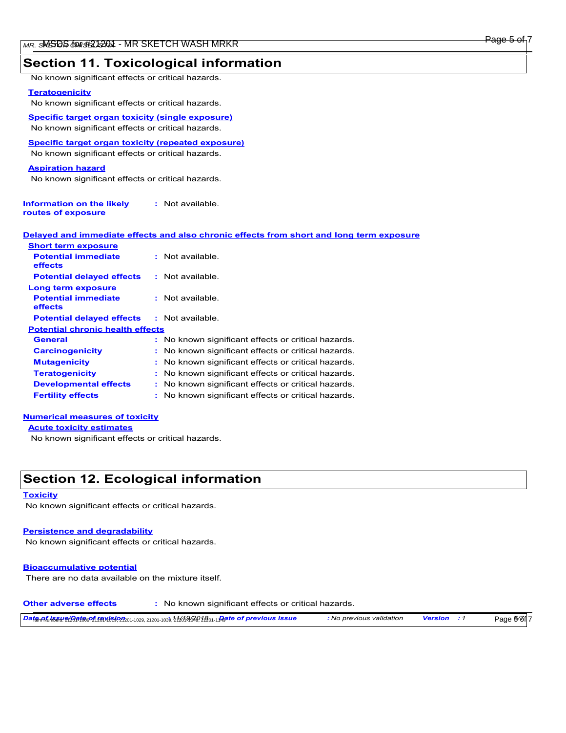## Section 11. Toxicological information

No known significant effects or critical hazards.

**Teratogenicity**

No known significant effects or critical hazards.

**Specific target organ toxicity (single exposure)**

No known significant effects or critical hazards.

**Specific target organ toxicity (repeated exposure)**

No known significant effects or critical hazards.

**Aspiration hazard**

No known significant effects or critical hazards.

**Information on the likely routes of exposure** : Not available.

**Delayed and immediate effects and also chronic effects from short and long term exposure**

**Short term exposure**

**Potential immediate effects** : Not available.

**Potential delayed effects** : Not available.

**Long term exposure**

**Potential immediate effects** : Not available.

**Potential delayed effects** : Not available.

**Potential chronic health effects**

**General** : No known significant effects or critical hazards.

**Carcinogenicity** : No known significant effects or critical hazards.

**Mutagenicity** : No known significant effects or critical hazards.

**Teratogenicity** : No known significant effects or critical hazards.

**Developmental effects** : No known significant effects or critical hazards.

**Fertility effects** : No known significant effects or critical hazards.

**Numerical measures of toxicity**

**Acute toxicity estimates**

No known significant effects or critical hazards.

## Section 12. Ecological information

**Toxicity**

No known significant effects or critical hazards.

**Persistence and degradability**

No known significant effects or critical hazards.

**Bioaccumulative potential**

There are no data available on the mixture itself.

**Other adverse effects** : No known significant effects or critical hazards.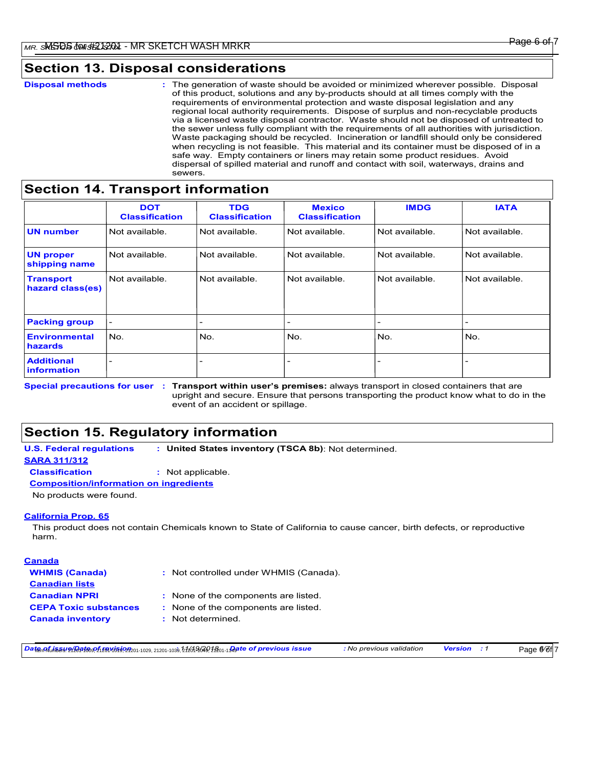## Section 13. Disposal considerations

**Disposal methods** : The generation of waste should be avoided or minimized wherever possible. Disposal of this product, solutions and any by-products should at all times comply with the requirements of environmental protection and waste disposal legislation and any regional local authority requirements. Dispose of surplus and non-recyclable products via a licensed waste disposal contractor. Waste should not be disposed of untreated to the sewer unless fully compliant with the requirements of all authorities with jurisdiction. Waste packaging should be recycled. Incineration or landfill should only be considered when recycling is not feasible. This material and its container must be disposed of in a safe way. Empty containers or liners may retain some product residues. Avoid dispersal of spilled material and runoff and contact with soil, waterways, drains and sewers.

## Section 14. Transport information

| | DOT Classification | TDG Classification | Mexico Classification | IMDG | IATA |
|---|---|---|---|---|---|
| **UN number** | Not available. | Not available. | Not available. | Not available. | Not available. |
| **UN proper shipping name** | Not available. | Not available. | Not available. | Not available. | Not available. |
| **Transport hazard class(es)** | Not available. | Not available. | Not available. | Not available. | Not available. |
| **Packing group** | - | - | - | - | - |
| **Environmental hazards** | No. | No. | No. | No. | No. |
| **Additional information** | - | - | - | - | - |

**Special precautions for user** : **Transport within user's premises:** always transport in closed containers that are upright and secure. Ensure that persons transporting the product know what to do in the event of an accident or spillage.

## Section 15. Regulatory information

**U.S. Federal regulations** : **United States inventory (TSCA 8b)**: Not determined.

**SARA 311/312**

**Classification** : Not applicable.

**Composition/information on ingredients**

No products were found.

**California Prop. 65**

This product does not contain Chemicals known to State of California to cause cancer, birth defects, or reproductive harm.

**Canada**

**WHMIS (Canada)** : Not controlled under WHMIS (Canada).

**Canadian lists**

**Canadian NPRI** : None of the components are listed.

**CEPA Toxic substances** : None of the components are listed.

**Canada inventory** : Not determined.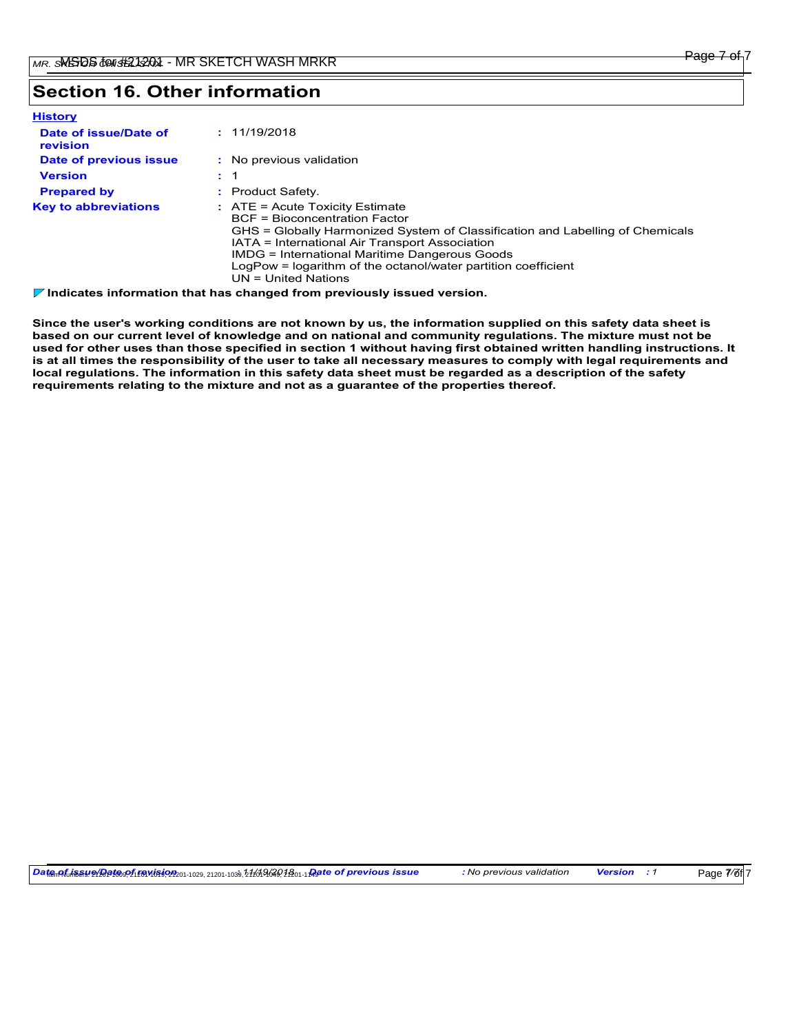## Section 16. Other information

**History**

| | |
|---|---|
| **Date of issue/Date of revision** | : 11/19/2018 |
| **Date of previous issue** | : No previous validation |
| **Version** | : 1 |
| **Prepared by** | : Product Safety. |
| **Key to abbreviations** | : ATE = Acute Toxicity Estimate<br>BCF = Bioconcentration Factor<br>GHS = Globally Harmonized System of Classification and Labelling of Chemicals<br>IATA = International Air Transport Association<br>IMDG = International Maritime Dangerous Goods<br>LogPow = logarithm of the octanol/water partition coefficient<br>UN = United Nations |

**Indicates information that has changed from previously issued version.**

**Since the user's working conditions are not known by us, the information supplied on this safety data sheet is based on our current level of knowledge and on national and community regulations. The mixture must not be used for other uses than those specified in section 1 without having first obtained written handling instructions. It is at all times the responsibility of the user to take all necessary measures to comply with legal requirements and local regulations. The information in this safety data sheet must be regarded as a description of the safety requirements relating to the mixture and not as a guarantee of the properties thereof.**